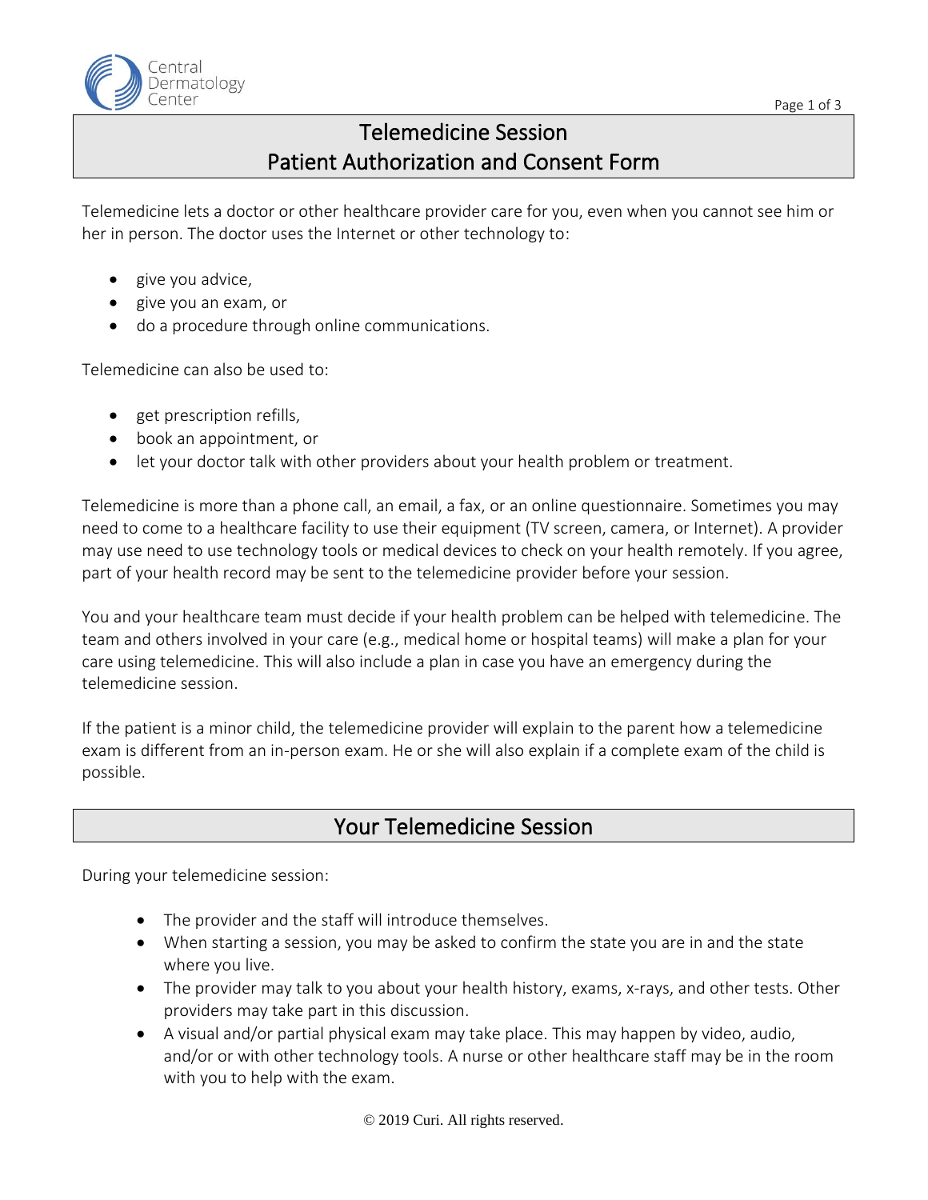Central Dermatology Center

# Telemedicine Session
# Patient Authorization and Consent Form

Telemedicine lets a doctor or other healthcare provider care for you, even when you cannot see him or her in person. The doctor uses the Internet or other technology to:

- give you advice,
- give you an exam, or
- do a procedure through online communications.

Telemedicine can also be used to:

- get prescription refills,
- book an appointment, or
- let your doctor talk with other providers about your health problem or treatment.

Telemedicine is more than a phone call, an email, a fax, or an online questionnaire. Sometimes you may need to come to a healthcare facility to use their equipment (TV screen, camera, or Internet). A provider may use need to use technology tools or medical devices to check on your health remotely. If you agree, part of your health record may be sent to the telemedicine provider before your session.

You and your healthcare team must decide if your health problem can be helped with telemedicine. The team and others involved in your care (e.g., medical home or hospital teams) will make a plan for your care using telemedicine. This will also include a plan in case you have an emergency during the telemedicine session.

If the patient is a minor child, the telemedicine provider will explain to the parent how a telemedicine exam is different from an in-person exam. He or she will also explain if a complete exam of the child is possible.

## Your Telemedicine Session

During your telemedicine session:

- The provider and the staff will introduce themselves.
- When starting a session, you may be asked to confirm the state you are in and the state where you live.
- The provider may talk to you about your health history, exams, x-rays, and other tests. Other providers may take part in this discussion.
- A visual and/or partial physical exam may take place. This may happen by video, audio, and/or or with other technology tools. A nurse or other healthcare staff may be in the room with you to help with the exam.

© 2019 Curi. All rights reserved.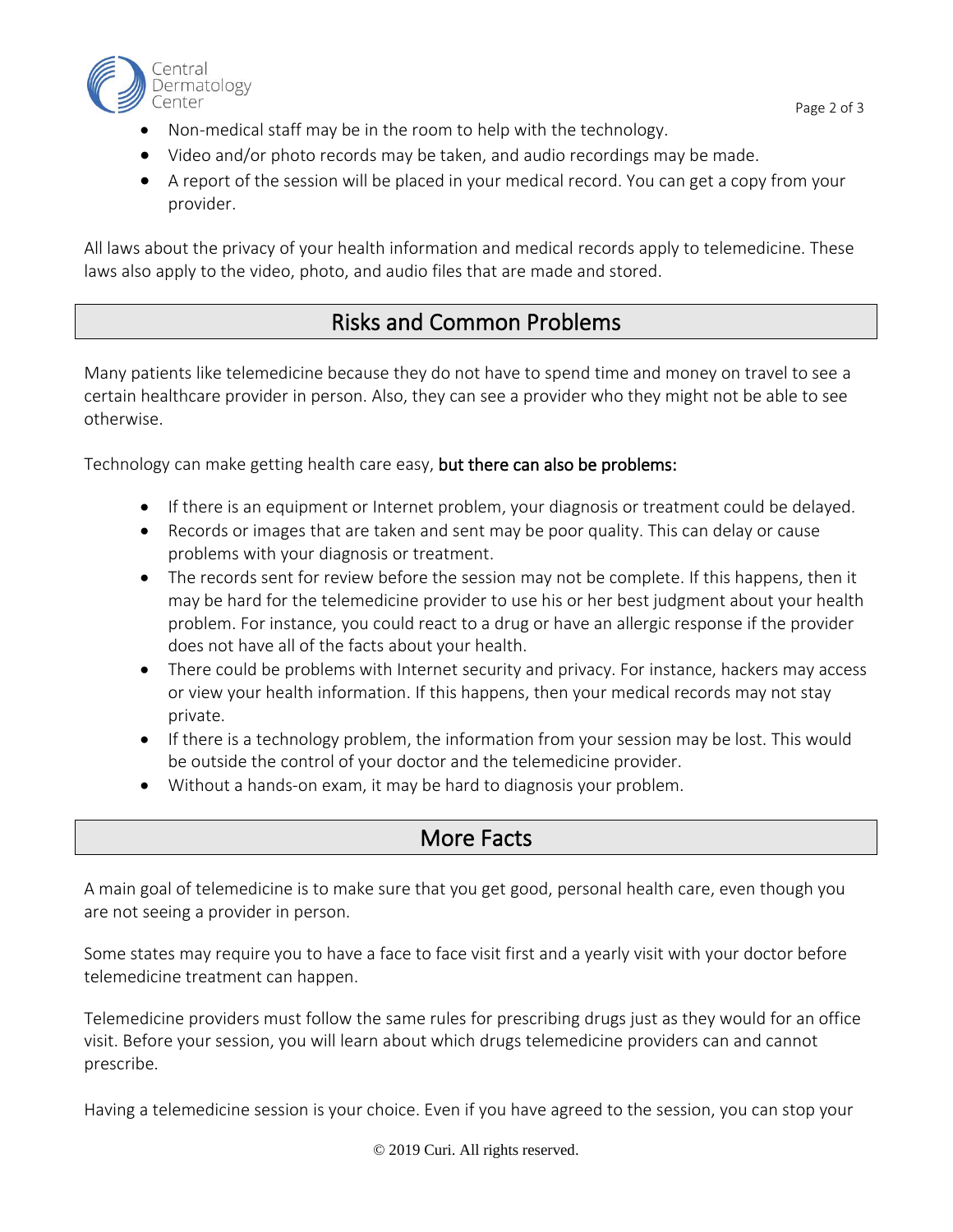- Non-medical staff may be in the room to help with the technology.
- Video and/or photo records may be taken, and audio recordings may be made.
- A report of the session will be placed in your medical record. You can get a copy from your provider.

All laws about the privacy of your health information and medical records apply to telemedicine. These laws also apply to the video, photo, and audio files that are made and stored.

## Risks and Common Problems

Many patients like telemedicine because they do not have to spend time and money on travel to see a certain healthcare provider in person. Also, they can see a provider who they might not be able to see otherwise.

Technology can make getting health care easy, **but there can also be problems:**

- If there is an equipment or Internet problem, your diagnosis or treatment could be delayed.
- Records or images that are taken and sent may be poor quality. This can delay or cause problems with your diagnosis or treatment.
- The records sent for review before the session may not be complete. If this happens, then it may be hard for the telemedicine provider to use his or her best judgment about your health problem. For instance, you could react to a drug or have an allergic response if the provider does not have all of the facts about your health.
- There could be problems with Internet security and privacy. For instance, hackers may access or view your health information. If this happens, then your medical records may not stay private.
- If there is a technology problem, the information from your session may be lost. This would be outside the control of your doctor and the telemedicine provider.
- Without a hands-on exam, it may be hard to diagnosis your problem.

## More Facts

A main goal of telemedicine is to make sure that you get good, personal health care, even though you are not seeing a provider in person.

Some states may require you to have a face to face visit first and a yearly visit with your doctor before telemedicine treatment can happen.

Telemedicine providers must follow the same rules for prescribing drugs just as they would for an office visit. Before your session, you will learn about which drugs telemedicine providers can and cannot prescribe.

Having a telemedicine session is your choice. Even if you have agreed to the session, you can stop your

© 2019 Curi. All rights reserved.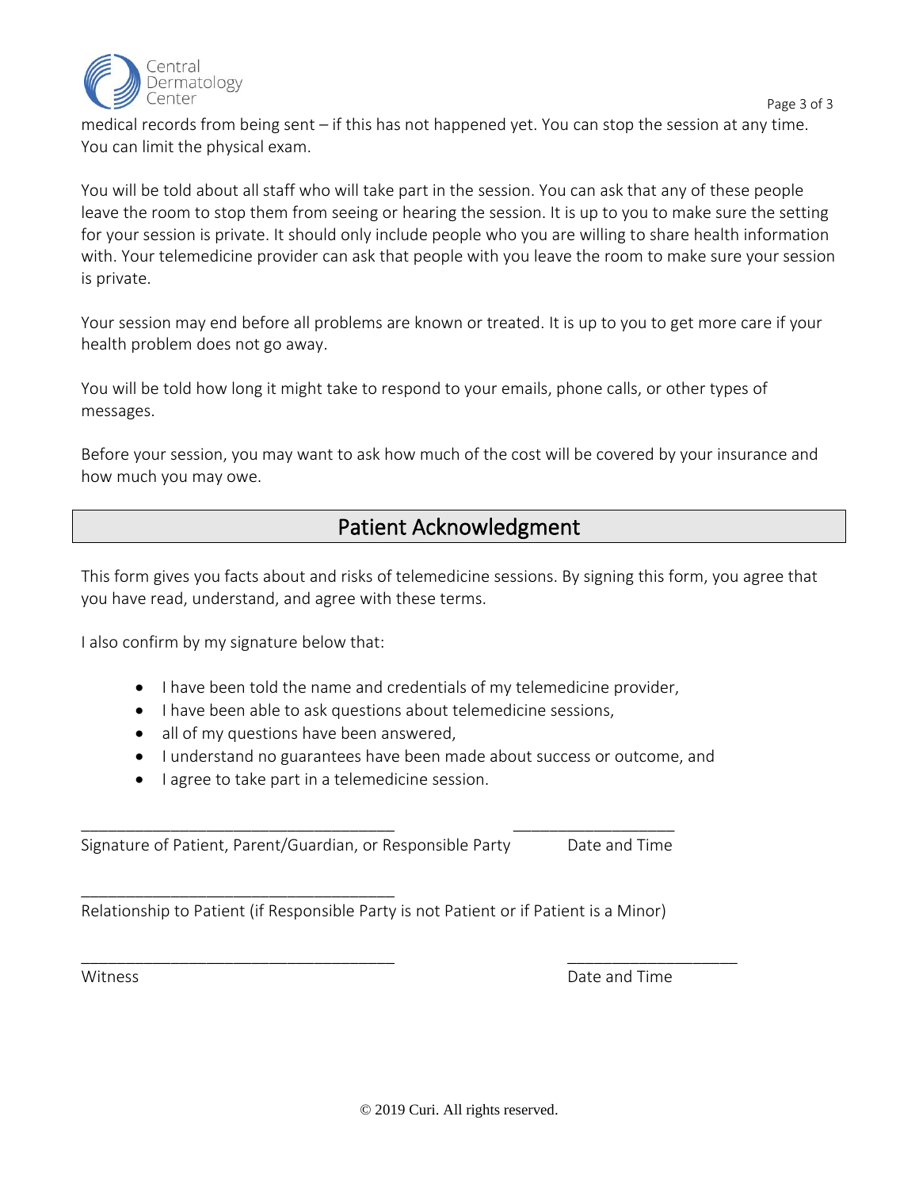medical records from being sent – if this has not happened yet. You can stop the session at any time. You can limit the physical exam.

You will be told about all staff who will take part in the session. You can ask that any of these people leave the room to stop them from seeing or hearing the session. It is up to you to make sure the setting for your session is private. It should only include people who you are willing to share health information with. Your telemedicine provider can ask that people with you leave the room to make sure your session is private.

Your session may end before all problems are known or treated. It is up to you to get more care if your health problem does not go away.

You will be told how long it might take to respond to your emails, phone calls, or other types of messages.

Before your session, you may want to ask how much of the cost will be covered by your insurance and how much you may owe.

## Patient Acknowledgment

This form gives you facts about and risks of telemedicine sessions. By signing this form, you agree that you have read, understand, and agree with these terms.

I also confirm by my signature below that:

- I have been told the name and credentials of my telemedicine provider,
- I have been able to ask questions about telemedicine sessions,
- all of my questions have been answered,
- I understand no guarantees have been made about success or outcome, and
- I agree to take part in a telemedicine session.

___________________________________ __________________

Signature of Patient, Parent/Guardian, or Responsible Party Date and Time

___________________________________

Relationship to Patient (if Responsible Party is not Patient or if Patient is a Minor)

___________________________________ ___________________

Witness Date and Time

© 2019 Curi. All rights reserved.